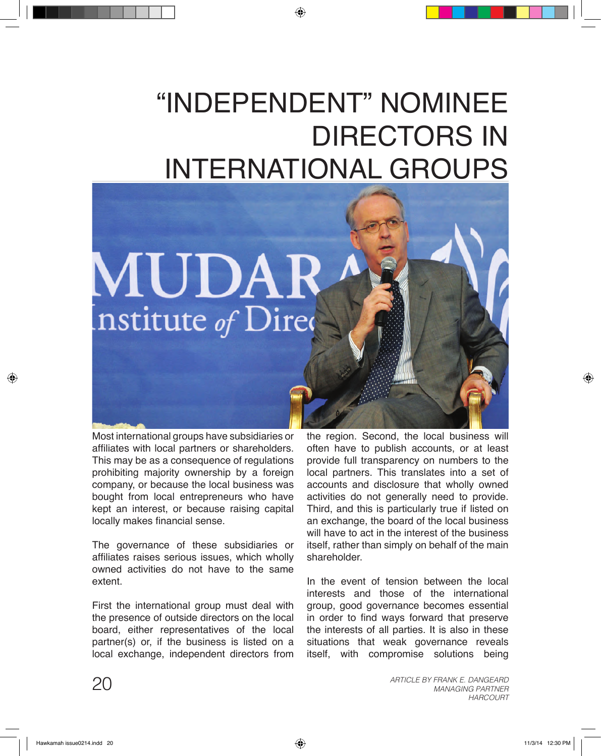# "INDEPENDENT" NOMINEE DIRECTORS IN INTERNATIONAL GROUPS

Most international groups have subsidiaries or affiliates with local partners or shareholders. This may be as a consequence of regulations prohibiting majority ownership by a foreign company, or because the local business was bought from local entrepreneurs who have kept an interest, or because raising capital locally makes financial sense.

The governance of these subsidiaries or affiliates raises serious issues, which wholly owned activities do not have to the same extent.

First the international group must deal with the presence of outside directors on the local board, either representatives of the local partner(s) or, if the business is listed on a local exchange, independent directors from the region. Second, the local business will often have to publish accounts, or at least provide full transparency on numbers to the local partners. This translates into a set of accounts and disclosure that wholly owned activities do not generally need to provide. Third, and this is particularly true if listed on an exchange, the board of the local business will have to act in the interest of the business itself, rather than simply on behalf of the main shareholder.

In the event of tension between the local interests and those of the international group, good governance becomes essential in order to find ways forward that preserve the interests of all parties. It is also in these situations that weak governance reveals itself, with compromise solutions being

*ARTICLE BY FRANK E. DANGEARD*
*MANAGING PARTNER*
*HARCOURT*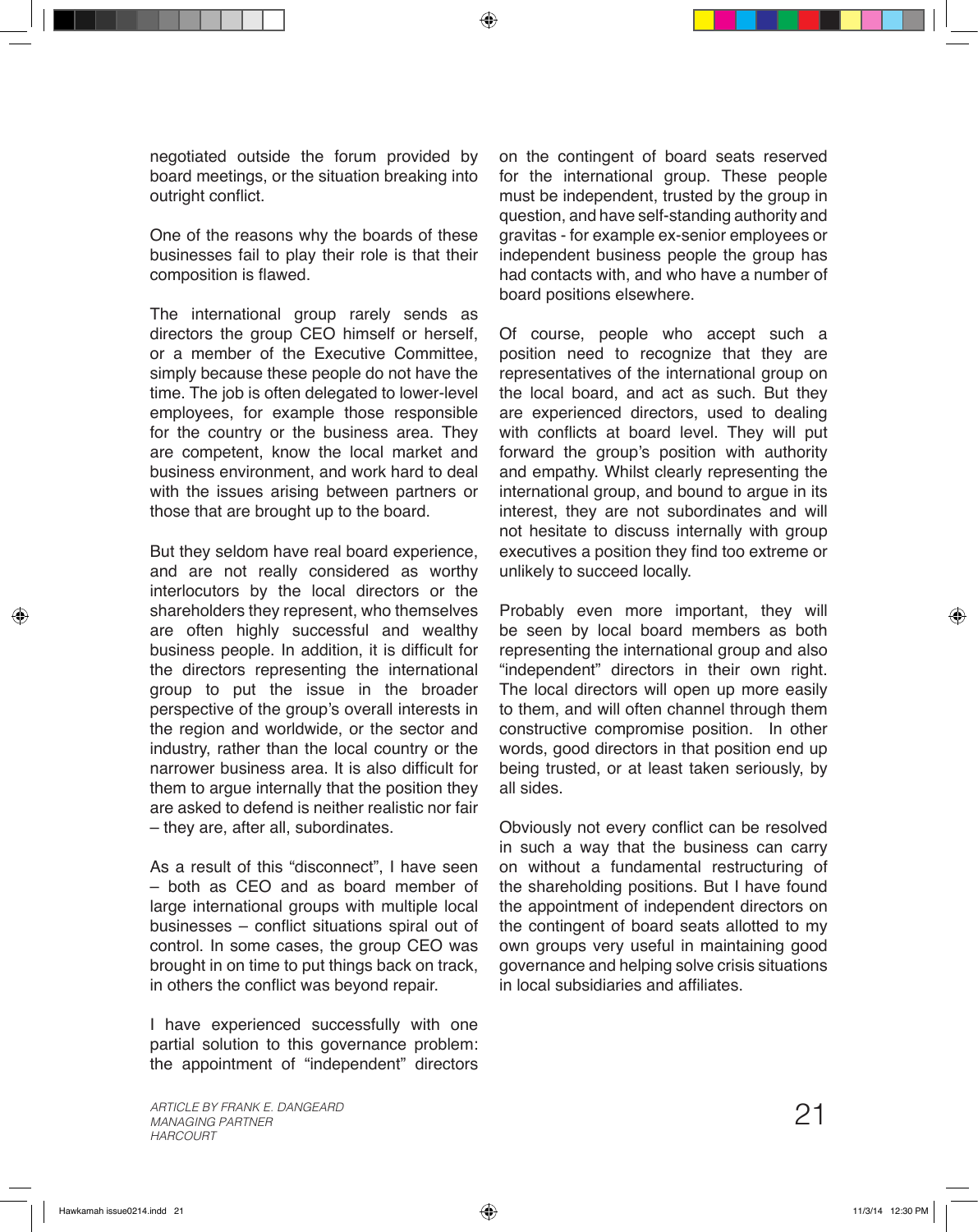negotiated outside the forum provided by board meetings, or the situation breaking into outright conflict.

One of the reasons why the boards of these businesses fail to play their role is that their composition is flawed.

The international group rarely sends as directors the group CEO himself or herself, or a member of the Executive Committee, simply because these people do not have the time. The job is often delegated to lower-level employees, for example those responsible for the country or the business area. They are competent, know the local market and business environment, and work hard to deal with the issues arising between partners or those that are brought up to the board.

But they seldom have real board experience, and are not really considered as worthy interlocutors by the local directors or the shareholders they represent, who themselves are often highly successful and wealthy business people. In addition, it is difficult for the directors representing the international group to put the issue in the broader perspective of the group's overall interests in the region and worldwide, or the sector and industry, rather than the local country or the narrower business area. It is also difficult for them to argue internally that the position they are asked to defend is neither realistic nor fair – they are, after all, subordinates.

As a result of this "disconnect", I have seen – both as CEO and as board member of large international groups with multiple local businesses – conflict situations spiral out of control. In some cases, the group CEO was brought in on time to put things back on track, in others the conflict was beyond repair.

I have experienced successfully with one partial solution to this governance problem: the appointment of "independent" directors on the contingent of board seats reserved for the international group. These people must be independent, trusted by the group in question, and have self-standing authority and gravitas - for example ex-senior employees or independent business people the group has had contacts with, and who have a number of board positions elsewhere.

Of course, people who accept such a position need to recognize that they are representatives of the international group on the local board, and act as such. But they are experienced directors, used to dealing with conflicts at board level. They will put forward the group's position with authority and empathy. Whilst clearly representing the international group, and bound to argue in its interest, they are not subordinates and will not hesitate to discuss internally with group executives a position they find too extreme or unlikely to succeed locally.

Probably even more important, they will be seen by local board members as both representing the international group and also "independent" directors in their own right. The local directors will open up more easily to them, and will often channel through them constructive compromise position. In other words, good directors in that position end up being trusted, or at least taken seriously, by all sides.

Obviously not every conflict can be resolved in such a way that the business can carry on without a fundamental restructuring of the shareholding positions. But I have found the appointment of independent directors on the contingent of board seats allotted to my own groups very useful in maintaining good governance and helping solve crisis situations in local subsidiaries and affiliates.

*ARTICLE BY FRANK E. DANGEARD*
*MANAGING PARTNER*
*HARCOURT*